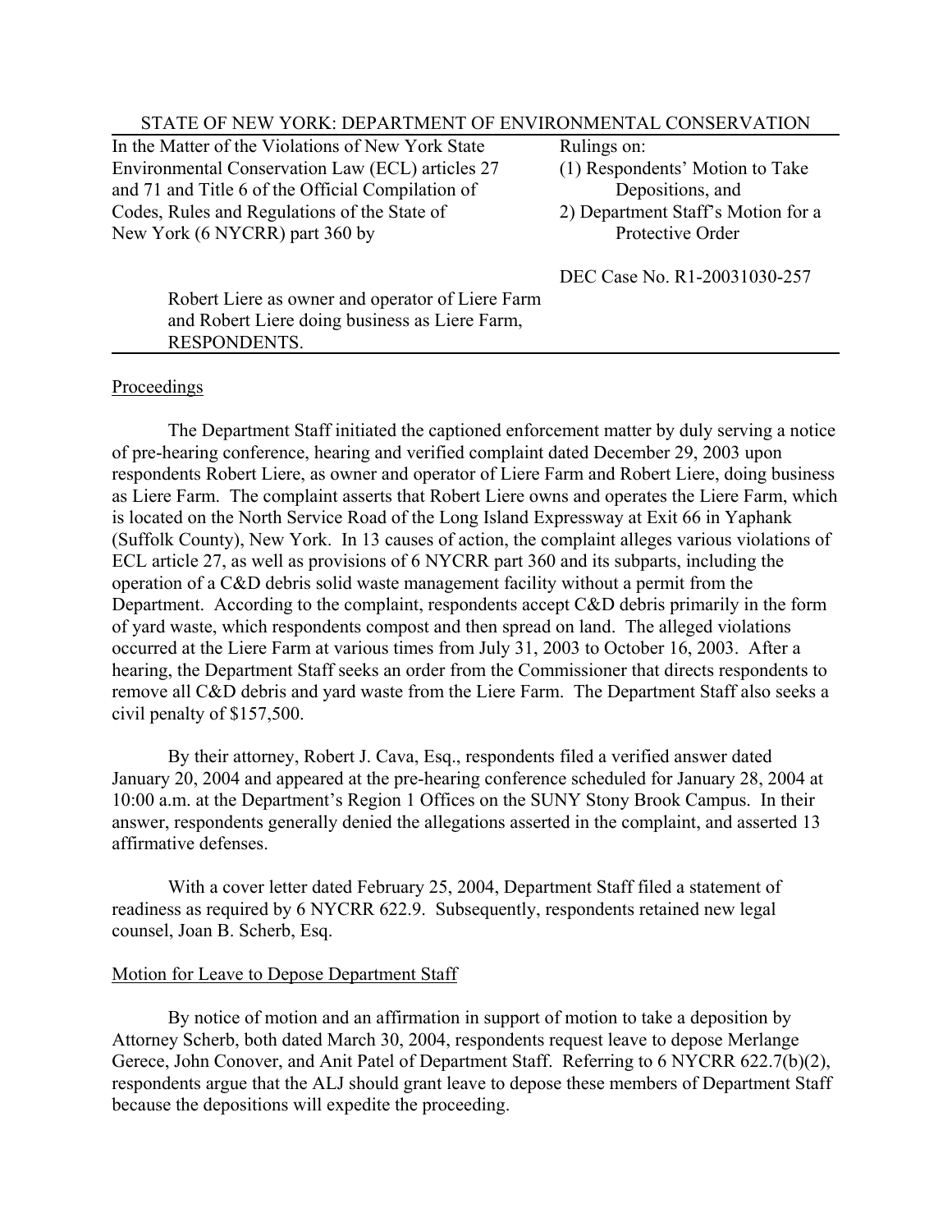STATE OF NEW YORK: DEPARTMENT OF ENVIRONMENTAL CONSERVATION

| In the Matter of the Violations of New York State Environmental Conservation Law (ECL) articles 27 and 71 and Title 6 of the Official Compilation of Codes, Rules and Regulations of the State of New York (6 NYCRR) part 360 by<br><br>Robert Liere as owner and operator of Liere Farm and Robert Liere doing business as Liere Farm, RESPONDENTS. | Rulings on:<br>(1) Respondents' Motion to Take Depositions, and<br>2) Department Staff's Motion for a Protective Order<br><br>DEC Case No. R1-20031030-257 |
|---|---|

## Proceedings

The Department Staff initiated the captioned enforcement matter by duly serving a notice of pre-hearing conference, hearing and verified complaint dated December 29, 2003 upon respondents Robert Liere, as owner and operator of Liere Farm and Robert Liere, doing business as Liere Farm. The complaint asserts that Robert Liere owns and operates the Liere Farm, which is located on the North Service Road of the Long Island Expressway at Exit 66 in Yaphank (Suffolk County), New York. In 13 causes of action, the complaint alleges various violations of ECL article 27, as well as provisions of 6 NYCRR part 360 and its subparts, including the operation of a C&D debris solid waste management facility without a permit from the Department. According to the complaint, respondents accept C&D debris primarily in the form of yard waste, which respondents compost and then spread on land. The alleged violations occurred at the Liere Farm at various times from July 31, 2003 to October 16, 2003. After a hearing, the Department Staff seeks an order from the Commissioner that directs respondents to remove all C&D debris and yard waste from the Liere Farm. The Department Staff also seeks a civil penalty of $157,500.

By their attorney, Robert J. Cava, Esq., respondents filed a verified answer dated January 20, 2004 and appeared at the pre-hearing conference scheduled for January 28, 2004 at 10:00 a.m. at the Department's Region 1 Offices on the SUNY Stony Brook Campus. In their answer, respondents generally denied the allegations asserted in the complaint, and asserted 13 affirmative defenses.

With a cover letter dated February 25, 2004, Department Staff filed a statement of readiness as required by 6 NYCRR 622.9. Subsequently, respondents retained new legal counsel, Joan B. Scherb, Esq.

## Motion for Leave to Depose Department Staff

By notice of motion and an affirmation in support of motion to take a deposition by Attorney Scherb, both dated March 30, 2004, respondents request leave to depose Merlange Gerece, John Conover, and Anit Patel of Department Staff. Referring to 6 NYCRR 622.7(b)(2), respondents argue that the ALJ should grant leave to depose these members of Department Staff because the depositions will expedite the proceeding.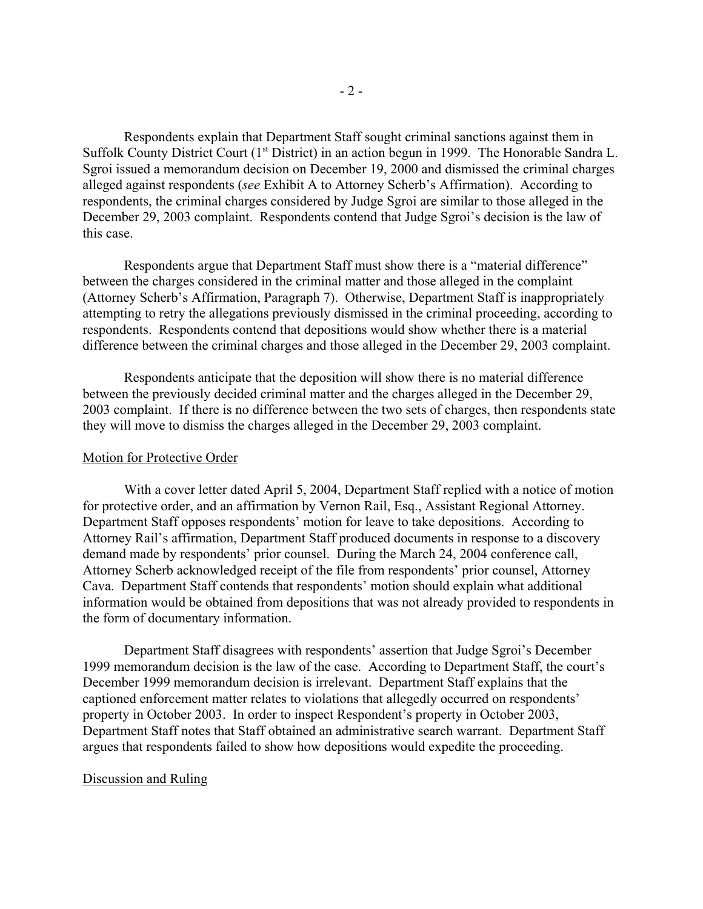Respondents explain that Department Staff sought criminal sanctions against them in Suffolk County District Court (1st District) in an action begun in 1999. The Honorable Sandra L. Sgroi issued a memorandum decision on December 19, 2000 and dismissed the criminal charges alleged against respondents (*see* Exhibit A to Attorney Scherb's Affirmation). According to respondents, the criminal charges considered by Judge Sgroi are similar to those alleged in the December 29, 2003 complaint. Respondents contend that Judge Sgroi's decision is the law of this case.

Respondents argue that Department Staff must show there is a "material difference" between the charges considered in the criminal matter and those alleged in the complaint (Attorney Scherb's Affirmation, Paragraph 7). Otherwise, Department Staff is inappropriately attempting to retry the allegations previously dismissed in the criminal proceeding, according to respondents. Respondents contend that depositions would show whether there is a material difference between the criminal charges and those alleged in the December 29, 2003 complaint.

Respondents anticipate that the deposition will show there is no material difference between the previously decided criminal matter and the charges alleged in the December 29, 2003 complaint. If there is no difference between the two sets of charges, then respondents state they will move to dismiss the charges alleged in the December 29, 2003 complaint.

Motion for Protective Order

With a cover letter dated April 5, 2004, Department Staff replied with a notice of motion for protective order, and an affirmation by Vernon Rail, Esq., Assistant Regional Attorney. Department Staff opposes respondents' motion for leave to take depositions. According to Attorney Rail's affirmation, Department Staff produced documents in response to a discovery demand made by respondents' prior counsel. During the March 24, 2004 conference call, Attorney Scherb acknowledged receipt of the file from respondents' prior counsel, Attorney Cava. Department Staff contends that respondents' motion should explain what additional information would be obtained from depositions that was not already provided to respondents in the form of documentary information.

Department Staff disagrees with respondents' assertion that Judge Sgroi's December 1999 memorandum decision is the law of the case. According to Department Staff, the court's December 1999 memorandum decision is irrelevant. Department Staff explains that the captioned enforcement matter relates to violations that allegedly occurred on respondents' property in October 2003. In order to inspect Respondent's property in October 2003, Department Staff notes that Staff obtained an administrative search warrant. Department Staff argues that respondents failed to show how depositions would expedite the proceeding.

Discussion and Ruling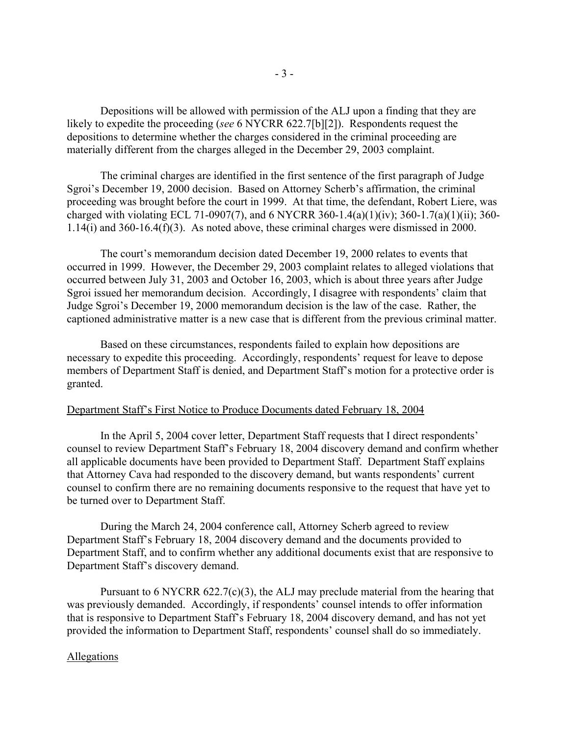Depositions will be allowed with permission of the ALJ upon a finding that they are likely to expedite the proceeding (*see* 6 NYCRR 622.7[b][2]). Respondents request the depositions to determine whether the charges considered in the criminal proceeding are materially different from the charges alleged in the December 29, 2003 complaint.

The criminal charges are identified in the first sentence of the first paragraph of Judge Sgroi's December 19, 2000 decision. Based on Attorney Scherb's affirmation, the criminal proceeding was brought before the court in 1999. At that time, the defendant, Robert Liere, was charged with violating ECL 71-0907(7), and 6 NYCRR 360-1.4(a)(1)(iv); 360-1.7(a)(1)(ii); 360-1.14(i) and 360-16.4(f)(3). As noted above, these criminal charges were dismissed in 2000.

The court's memorandum decision dated December 19, 2000 relates to events that occurred in 1999. However, the December 29, 2003 complaint relates to alleged violations that occurred between July 31, 2003 and October 16, 2003, which is about three years after Judge Sgroi issued her memorandum decision. Accordingly, I disagree with respondents' claim that Judge Sgroi's December 19, 2000 memorandum decision is the law of the case. Rather, the captioned administrative matter is a new case that is different from the previous criminal matter.

Based on these circumstances, respondents failed to explain how depositions are necessary to expedite this proceeding. Accordingly, respondents' request for leave to depose members of Department Staff is denied, and Department Staff's motion for a protective order is granted.

Department Staff's First Notice to Produce Documents dated February 18, 2004

In the April 5, 2004 cover letter, Department Staff requests that I direct respondents' counsel to review Department Staff's February 18, 2004 discovery demand and confirm whether all applicable documents have been provided to Department Staff. Department Staff explains that Attorney Cava had responded to the discovery demand, but wants respondents' current counsel to confirm there are no remaining documents responsive to the request that have yet to be turned over to Department Staff.

During the March 24, 2004 conference call, Attorney Scherb agreed to review Department Staff's February 18, 2004 discovery demand and the documents provided to Department Staff, and to confirm whether any additional documents exist that are responsive to Department Staff's discovery demand.

Pursuant to 6 NYCRR 622.7(c)(3), the ALJ may preclude material from the hearing that was previously demanded. Accordingly, if respondents' counsel intends to offer information that is responsive to Department Staff's February 18, 2004 discovery demand, and has not yet provided the information to Department Staff, respondents' counsel shall do so immediately.

Allegations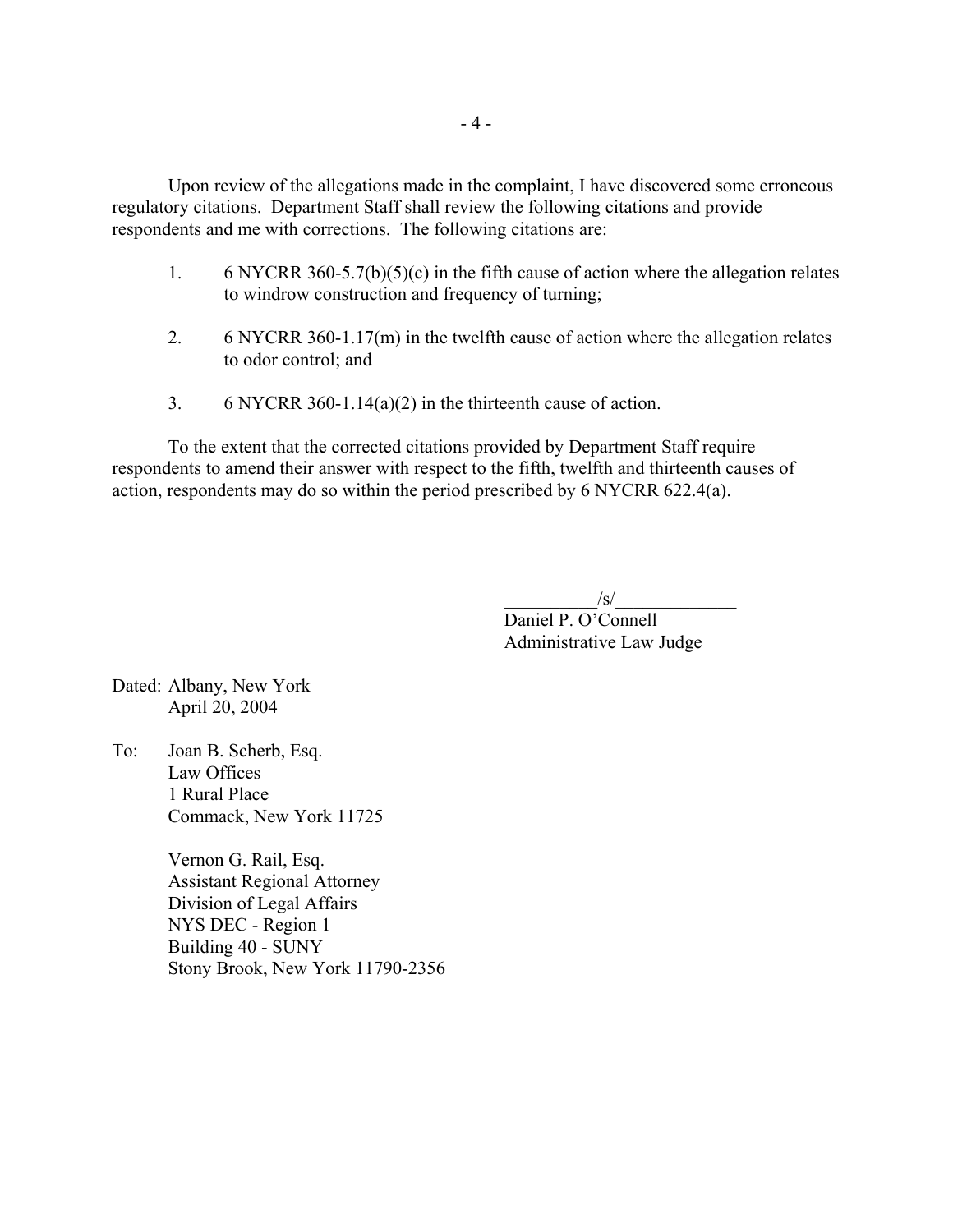Upon review of the allegations made in the complaint, I have discovered some erroneous regulatory citations. Department Staff shall review the following citations and provide respondents and me with corrections. The following citations are:

1. 6 NYCRR 360-5.7(b)(5)(c) in the fifth cause of action where the allegation relates to windrow construction and frequency of turning;

2. 6 NYCRR 360-1.17(m) in the twelfth cause of action where the allegation relates to odor control; and

3. 6 NYCRR 360-1.14(a)(2) in the thirteenth cause of action.

To the extent that the corrected citations provided by Department Staff require respondents to amend their answer with respect to the fifth, twelfth and thirteenth causes of action, respondents may do so within the period prescribed by 6 NYCRR 622.4(a).

__________/s/_____________
Daniel P. O'Connell
Administrative Law Judge

Dated: Albany, New York
April 20, 2004

To: Joan B. Scherb, Esq.
Law Offices
1 Rural Place
Commack, New York 11725

Vernon G. Rail, Esq.
Assistant Regional Attorney
Division of Legal Affairs
NYS DEC - Region 1
Building 40 - SUNY
Stony Brook, New York 11790-2356